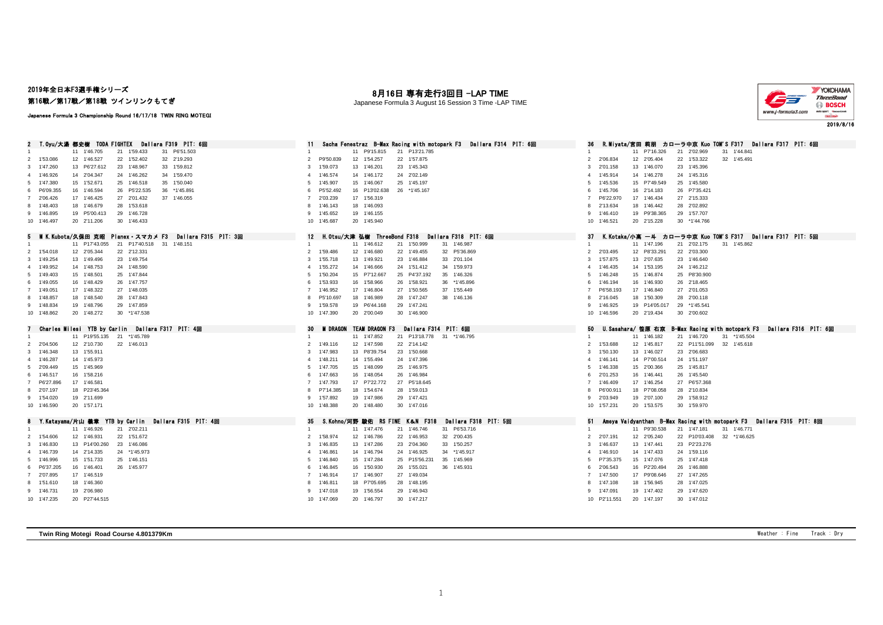2019年全日本F3選手権シリーズ

第16戦／第17戦／第18戦 ツインリンクもてぎ

Japanese Formula 3 Championship Round 16/17/18 TWIN RING MOTEGI

# 8月16日 専有走行3回目 -LAP TIME

Japanese Formula 3 August 16 Session 3 Time -LAP TIME

2019/8/16

### 2 T.Oyu/大湯 都史樹 TODA FIGHTEX Dallara F319 PIT: 6回

| Lap | Time | Lap | Time | Lap | Time | Lap | Time |
|---|---|---|---|---|---|---|---|
| 1 | | 11 | 1'46.705 | 21 | 1'59.433 | 31 | P6'51.503 |
| 2 | 1'53.086 | 12 | 1'46.527 | 22 | 1'52.402 | 32 | 2'19.293 |
| 3 | 1'47.260 | 13 | P6'27.612 | 23 | 1'48.967 | 33 | 1'59.812 |
| 4 | 1'46.926 | 14 | 2'04.347 | 24 | 1'46.262 | 34 | 1'59.470 |
| 5 | 1'47.380 | 15 | 1'52.671 | 25 | 1'46.518 | 35 | 1'50.040 |
| 6 | P6'09.355 | 16 | 1'46.594 | 26 | P5'22.535 | 36 | *1'45.891 |
| 7 | 2'06.426 | 17 | 1'46.425 | 27 | 2'01.432 | 37 | 1'46.055 |
| 8 | 1'48.403 | 18 | 1'46.679 | 28 | 1'53.618 | | |
| 9 | 1'46.895 | 19 | P5'00.413 | 29 | 1'46.728 | | |
| 10 | 1'46.497 | 20 | 2'11.206 | 30 | 1'46.433 | | |

### 5 M K.Kubota/久保田 克昭 Planex・スマカメ F3 Dallara F315 PIT: 3回

| Lap | Time | Lap | Time | Lap | Time | Lap | Time |
|---|---|---|---|---|---|---|---|
| 1 | | 11 | P17'43.055 | 21 | P17'40.518 | 31 | 1'48.151 |
| 2 | 1'54.018 | 12 | 2'05.344 | 22 | 2'12.331 | | |
| 3 | 1'49.254 | 13 | 1'49.496 | 23 | 1'49.754 | | |
| 4 | 1'49.952 | 14 | 1'48.753 | 24 | 1'48.590 | | |
| 5 | 1'49.403 | 15 | 1'48.501 | 25 | 1'47.844 | | |
| 6 | 1'49.055 | 16 | 1'48.429 | 26 | 1'47.757 | | |
| 7 | 1'49.051 | 17 | 1'48.322 | 27 | 1'48.035 | | |
| 8 | 1'48.857 | 18 | 1'48.540 | 28 | 1'47.843 | | |
| 9 | 1'48.834 | 19 | 1'48.796 | 29 | 1'47.859 | | |
| 10 | 1'48.862 | 20 | 1'48.272 | 30 | *1'47.538 | | |

### 7 Charles Milesi YTB by Carlin Dallara F317 PIT: 4回

| Lap | Time | Lap | Time | Lap | Time |
|---|---|---|---|---|---|
| 1 | | 11 | P19'55.135 | 21 | *1'45.789 |
| 2 | 2'04.506 | 12 | 2'10.730 | 22 | 1'46.013 |
| 3 | 1'46.348 | 13 | 1'55.911 | | |
| 4 | 1'46.287 | 14 | 1'45.973 | | |
| 5 | 2'09.449 | 15 | 1'45.969 | | |
| 6 | 1'46.517 | 16 | 1'58.216 | | |
| 7 | P6'27.896 | 17 | 1'46.581 | | |
| 8 | 2'07.197 | 18 | P23'45.364 | | |
| 9 | 1'54.020 | 19 | 2'11.699 | | |
| 10 | 1'46.590 | 20 | 1'57.171 | | |

### 8 Y.Katayama/片山 義章 YTB by Carlin Dallara F315 PIT: 4回

| Lap | Time | Lap | Time | Lap | Time |
|---|---|---|---|---|---|
| 1 | | 11 | 1'46.926 | 21 | 2'02.211 |
| 2 | 1'54.606 | 12 | 1'46.931 | 22 | 1'51.672 |
| 3 | 1'46.830 | 13 | P14'00.260 | 23 | 1'46.086 |
| 4 | 1'46.739 | 14 | 2'14.335 | 24 | *1'45.973 |
| 5 | 1'46.996 | 15 | 1'51.733 | 25 | 1'46.151 |
| 6 | P6'37.205 | 16 | 1'46.401 | 26 | 1'45.977 |
| 7 | 2'07.895 | 17 | 1'46.519 | | |
| 8 | 1'51.610 | 18 | 1'46.360 | | |
| 9 | 1'46.731 | 19 | 2'06.980 | | |
| 10 | 1'47.235 | 20 | P27'44.515 | | |

### 11 Sacha Fenestraz B-Max Racing with motopark F3 Dallara F314 PIT: 6回

| Lap | Time | Lap | Time | Lap | Time |
|---|---|---|---|---|---|
| 1 | | 11 | P9'15.815 | 21 | P13'21.785 |
| 2 | P9'50.839 | 12 | 1'54.257 | 22 | 1'57.875 |
| 3 | 1'59.073 | 13 | 1'46.201 | 23 | 1'45.343 |
| 4 | 1'46.574 | 14 | 1'46.172 | 24 | 2'02.149 |
| 5 | 1'45.907 | 15 | 1'46.067 | 25 | 1'45.197 |
| 6 | P5'52.492 | 16 | P13'02.638 | 26 | *1'45.167 |
| 7 | 2'03.239 | 17 | 1'56.319 | | |
| 8 | 1'46.143 | 18 | 1'46.093 | | |
| 9 | 1'45.652 | 19 | 1'46.155 | | |
| 10 | 1'45.687 | 20 | 1'45.940 | | |

### 12 H.Otsu/大津 弘樹 ThreeBond F318 Dallara F318 PIT: 6回

| Lap | Time | Lap | Time | Lap | Time | Lap | Time |
|---|---|---|---|---|---|---|---|
| 1 | | 11 | 1'46.612 | 21 | 1'50.999 | 31 | 1'46.987 |
| 2 | 1'59.486 | 12 | 1'46.680 | 22 | 1'49.455 | 32 | P5'36.869 |
| 3 | 1'55.718 | 13 | 1'49.921 | 23 | 1'46.884 | 33 | 2'01.104 |
| 4 | 1'55.272 | 14 | 1'46.666 | 24 | 1'51.412 | 34 | 1'59.973 |
| 5 | 1'50.204 | 15 | P7'12.667 | 25 | P4'37.192 | 35 | 1'46.326 |
| 6 | 1'53.933 | 16 | 1'58.966 | 26 | 1'58.921 | 36 | *1'45.896 |
| 7 | 1'46.952 | 17 | 1'46.804 | 27 | 1'50.565 | 37 | 1'55.449 |
| 8 | P5'10.697 | 18 | 1'46.989 | 28 | 1'47.247 | 38 | 1'46.136 |
| 9 | 1'59.578 | 19 | P6'44.168 | 29 | 1'47.241 | | |
| 10 | 1'47.390 | 20 | 2'00.049 | 30 | 1'46.900 | | |

### 30 M DRAGON TEAM DRAGON F3 Dallara F314 PIT: 6回

| Lap | Time | Lap | Time | Lap | Time | Lap | Time |
|---|---|---|---|---|---|---|---|
| 1 | | 11 | 1'47.852 | 21 | P13'18.778 | 31 | *1'46.795 |
| 2 | 1'49.116 | 12 | 1'47.598 | 22 | 2'14.142 | | |
| 3 | 1'47.983 | 13 | P8'39.754 | 23 | 1'50.668 | | |
| 4 | 1'48.211 | 14 | 1'55.494 | 24 | 1'47.396 | | |
| 5 | 1'47.705 | 15 | 1'48.099 | 25 | 1'46.975 | | |
| 6 | 1'47.663 | 16 | 1'48.054 | 26 | 1'46.984 | | |
| 7 | 1'47.793 | 17 | P7'22.772 | 27 | P5'18.645 | | |
| 8 | P7'14.385 | 18 | 1'54.674 | 28 | 1'59.013 | | |
| 9 | 1'57.892 | 19 | 1'47.986 | 29 | 1'47.421 | | |
| 10 | 1'48.388 | 20 | 1'48.480 | 30 | 1'47.016 | | |

### 35 S.Kohno/河野 駿佑 RS FINE K&N F318 Dallara F318 PIT: 5回

| Lap | Time | Lap | Time | Lap | Time | Lap | Time |
|---|---|---|---|---|---|---|---|
| 1 | | 11 | 1'47.476 | 21 | 1'46.746 | 31 | P6'53.716 |
| 2 | 1'58.974 | 12 | 1'46.786 | 22 | 1'46.953 | 32 | 2'00.435 |
| 3 | 1'46.835 | 13 | 1'47.286 | 23 | 2'04.360 | 33 | 1'50.257 |
| 4 | 1'46.861 | 14 | 1'46.794 | 24 | 1'46.925 | 34 | *1'45.917 |
| 5 | 1'46.840 | 15 | 1'47.284 | 25 | P15'56.231 | 35 | 1'45.969 |
| 6 | 1'46.845 | 16 | 1'50.930 | 26 | 1'55.021 | 36 | 1'45.931 |
| 7 | 1'46.914 | 17 | 1'46.907 | 27 | 1'49.034 | | |
| 8 | 1'46.811 | 18 | P7'05.695 | 28 | 1'48.195 | | |
| 9 | 1'47.018 | 19 | 1'56.554 | 29 | 1'46.943 | | |
| 10 | 1'47.069 | 20 | 1'46.797 | 30 | 1'47.217 | | |

### 36 R.Miyata/宮田 莉朋 カローラ中京 Kuo TOM'S F317 Dallara F317 PIT: 6回

| Lap | Time | Lap | Time | Lap | Time | Lap | Time |
|---|---|---|---|---|---|---|---|
| 1 | | 11 | P7'16.326 | 21 | 2'02.969 | 31 | 1'44.841 |
| 2 | 2'06.834 | 12 | 2'05.404 | 22 | 1'53.322 | 32 | 1'45.491 |
| 3 | 2'01.158 | 13 | 1'46.070 | 23 | 1'45.396 | | |
| 4 | 1'45.914 | 14 | 1'46.278 | 24 | 1'45.316 | | |
| 5 | 1'45.536 | 15 | P7'49.549 | 25 | 1'45.580 | | |
| 6 | 1'45.706 | 16 | 2'14.183 | 26 | P7'35.421 | | |
| 7 | P6'22.970 | 17 | 1'46.434 | 27 | 2'15.333 | | |
| 8 | 2'13.634 | 18 | 1'46.442 | 28 | 2'02.892 | | |
| 9 | 1'46.410 | 19 | P9'38.365 | 29 | 1'57.707 | | |
| 10 | 1'46.521 | 20 | 2'15.228 | 30 | *1'44.766 | | |

### 37 K.Kotaka/小高 一斗 カローラ中京 Kuo TOM'S F317 Dallara F317 PIT: 5回

| Lap | Time | Lap | Time | Lap | Time | Lap | Time |
|---|---|---|---|---|---|---|---|
| 1 | | 11 | 1'47.196 | 21 | 2'02.175 | 31 | 1'45.862 |
| 2 | 2'03.495 | 12 | P8'33.291 | 22 | 2'03.300 | | |
| 3 | 1'57.875 | 13 | 2'07.635 | 23 | 1'46.640 | | |
| 4 | 1'46.435 | 14 | 1'53.195 | 24 | 1'46.212 | | |
| 5 | 1'46.248 | 15 | 1'46.874 | 25 | P8'30.900 | | |
| 6 | 1'46.194 | 16 | 1'46.930 | 26 | 2'18.465 | | |
| 7 | P6'58.193 | 17 | 1'46.840 | 27 | 2'01.053 | | |
| 8 | 2'16.045 | 18 | 1'50.309 | 28 | 2'00.118 | | |
| 9 | 1'46.925 | 19 | P14'05.017 | 29 | *1'45.541 | | |
| 10 | 1'46.596 | 20 | 2'19.434 | 30 | 2'00.602 | | |

### 50 U.Sasahara/ 笹原 右京 B-Max Racing with motopark F3 Dallara F316 PIT: 6回

| Lap | Time | Lap | Time | Lap | Time | Lap | Time |
|---|---|---|---|---|---|---|---|
| 1 | | 11 | 1'46.182 | 21 | 1'46.720 | 31 | *1'45.504 |
| 2 | 1'53.688 | 12 | 1'45.817 | 22 | P11'51.099 | 32 | 1'45.618 |
| 3 | 1'50.130 | 13 | 1'46.027 | 23 | 2'06.683 | | |
| 4 | 1'46.141 | 14 | P7'00.514 | 24 | 1'51.197 | | |
| 5 | 1'46.338 | 15 | 2'00.366 | 25 | 1'45.817 | | |
| 6 | 2'01.253 | 16 | 1'46.441 | 26 | 1'45.540 | | |
| 7 | 1'46.409 | 17 | 1'46.254 | 27 | P6'57.368 | | |
| 8 | P6'00.911 | 18 | P7'08.058 | 28 | 2'10.834 | | |
| 9 | 2'03.949 | 19 | 2'07.100 | 29 | 1'58.912 | | |
| 10 | 1'57.231 | 20 | 1'53.575 | 30 | 1'59.970 | | |

### 51 Ameya Vaidyanthan B-Max Racing with motopark F3 Dallara F315 PIT: 8回

| Lap | Time | Lap | Time | Lap | Time | Lap | Time |
|---|---|---|---|---|---|---|---|
| 1 | | 11 | P9'30.538 | 21 | 1'47.181 | 31 | 1'46.771 |
| 2 | 2'07.191 | 12 | 2'05.240 | 22 | P10'03.408 | 32 | *1'46.625 |
| 3 | 1'46.637 | 13 | 1'47.441 | 23 | P2'23.276 | | |
| 4 | 1'46.910 | 14 | 1'47.433 | 24 | 1'59.116 | | |
| 5 | P7'35.375 | 15 | 1'47.076 | 25 | 1'47.418 | | |
| 6 | 2'06.543 | 16 | P2'20.494 | 26 | 1'46.888 | | |
| 7 | 1'47.500 | 17 | P9'08.646 | 27 | 1'47.265 | | |
| 8 | 1'47.108 | 18 | 1'56.945 | 28 | 1'47.025 | | |
| 9 | 1'47.091 | 19 | 1'47.402 | 29 | 1'47.620 | | |
| 10 | P2'11.551 | 20 | 1'47.197 | 30 | 1'47.012 | | |

**Twin Ring Motegi Road Course 4.801379Km**

Weather : Fine Track : Dry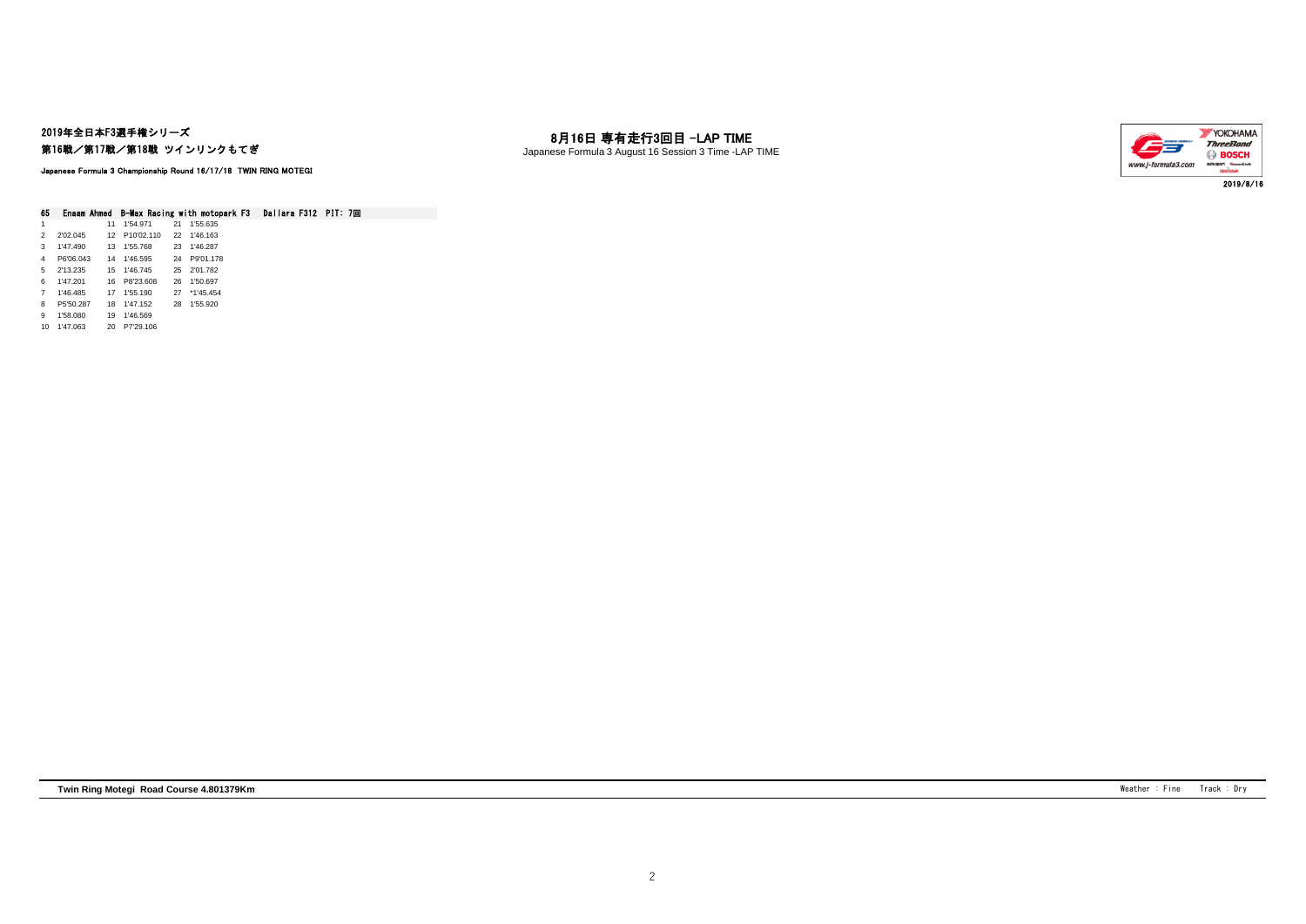2019年全日本F3選手権シリーズ

第16戦／第17戦／第18戦 ツインリンクもてぎ

Japanese Formula 3 Championship Round 16/17/18 TWIN RING MOTEGI

# 8月16日 専有走行3回目 -LAP TIME

Japanese Formula 3 August 16 Session 3 Time -LAP TIME

2019/8/16

**65 Enaam Ahmed B-Max Racing with motopark F3 Dallara F312 PIT: 7回**

| | | | | | |
|---|---|---|---|---|---|
| 1 | | 11 | 1'54.971 | 21 | 1'55.635 |
| 2 | 2'02.045 | 12 | P10'02.110 | 22 | 1'46.163 |
| 3 | 1'47.490 | 13 | 1'55.768 | 23 | 1'46.287 |
| 4 | P6'06.043 | 14 | 1'46.595 | 24 | P9'01.178 |
| 5 | 2'13.235 | 15 | 1'46.745 | 25 | 2'01.782 |
| 6 | 1'47.201 | 16 | P8'23.608 | 26 | 1'50.697 |
| 7 | 1'46.485 | 17 | 1'55.190 | 27 | *1'45.454 |
| 8 | P5'50.287 | 18 | 1'47.152 | 28 | 1'55.920 |
| 9 | 1'58.080 | 19 | 1'46.569 | | |
| 10 | 1'47.063 | 20 | P7'29.106 | | |

**Twin Ring Motegi Road Course 4.801379Km**

Weather : Fine Track : Dry